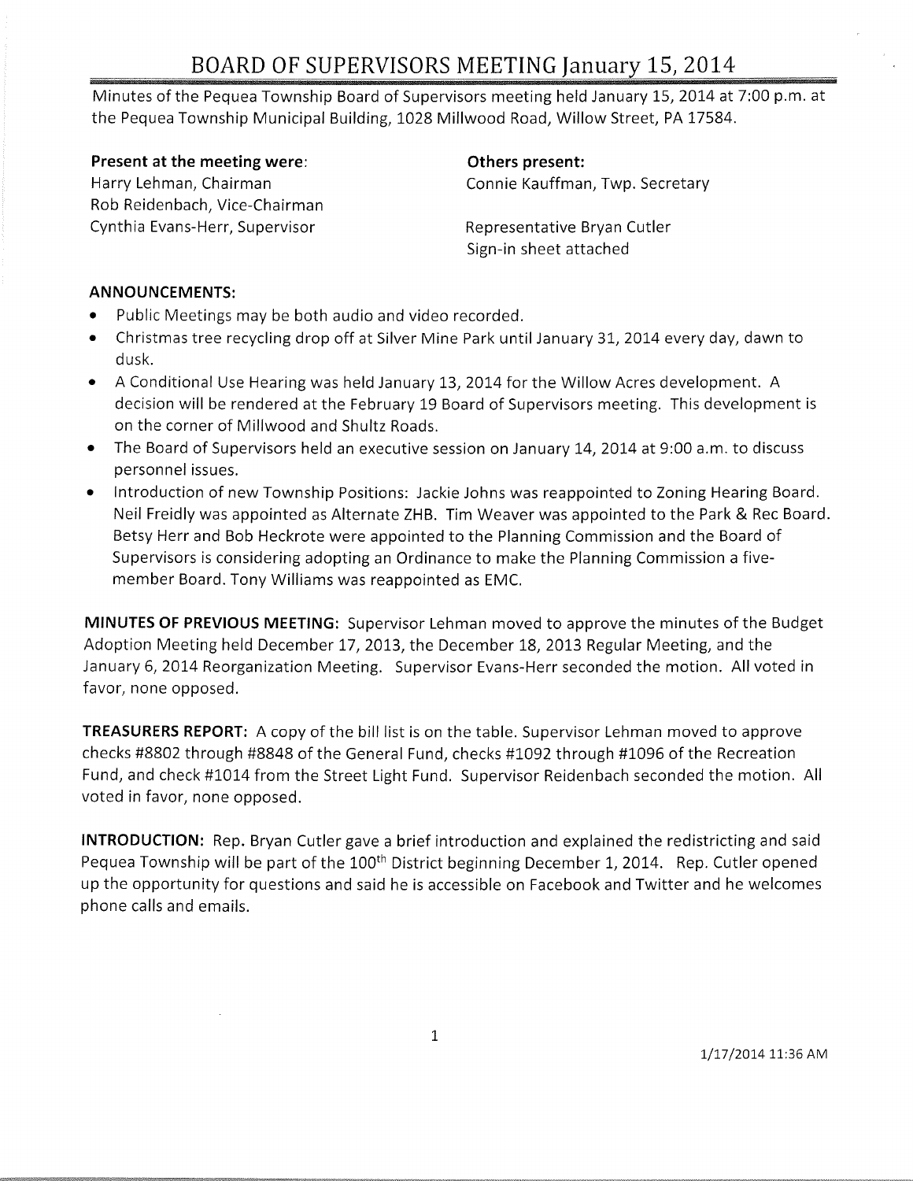# BOARD OF SUPERVISORS MEETING January 15, 2014

Minutes of the Pequea Township Board of Supervisors meeting held January 15, 2014 at 7:00 p.m. at the Pequea Township Municipal Building, 1028 Millwood Road, Willow Street, PA 17584.

**Present at the meeting were:**
Harry Lehman, Chairman
Rob Reidenbach, Vice-Chairman
Cynthia Evans-Herr, Supervisor

**Others present:**
Connie Kauffman, Twp. Secretary

Representative Bryan Cutler
Sign-in sheet attached

**ANNOUNCEMENTS:**

- Public Meetings may be both audio and video recorded.
- Christmas tree recycling drop off at Silver Mine Park until January 31, 2014 every day, dawn to dusk.
- A Conditional Use Hearing was held January 13, 2014 for the Willow Acres development. A decision will be rendered at the February 19 Board of Supervisors meeting. This development is on the corner of Millwood and Shultz Roads.
- The Board of Supervisors held an executive session on January 14, 2014 at 9:00 a.m. to discuss personnel issues.
- Introduction of new Township Positions: Jackie Johns was reappointed to Zoning Hearing Board. Neil Freidly was appointed as Alternate ZHB. Tim Weaver was appointed to the Park & Rec Board. Betsy Herr and Bob Heckrote were appointed to the Planning Commission and the Board of Supervisors is considering adopting an Ordinance to make the Planning Commission a five-member Board. Tony Williams was reappointed as EMC.

**MINUTES OF PREVIOUS MEETING:** Supervisor Lehman moved to approve the minutes of the Budget Adoption Meeting held December 17, 2013, the December 18, 2013 Regular Meeting, and the January 6, 2014 Reorganization Meeting. Supervisor Evans-Herr seconded the motion. All voted in favor, none opposed.

**TREASURERS REPORT:** A copy of the bill list is on the table. Supervisor Lehman moved to approve checks #8802 through #8848 of the General Fund, checks #1092 through #1096 of the Recreation Fund, and check #1014 from the Street Light Fund. Supervisor Reidenbach seconded the motion. All voted in favor, none opposed.

**INTRODUCTION:** Rep. Bryan Cutler gave a brief introduction and explained the redistricting and said Pequea Township will be part of the 100th District beginning December 1, 2014. Rep. Cutler opened up the opportunity for questions and said he is accessible on Facebook and Twitter and he welcomes phone calls and emails.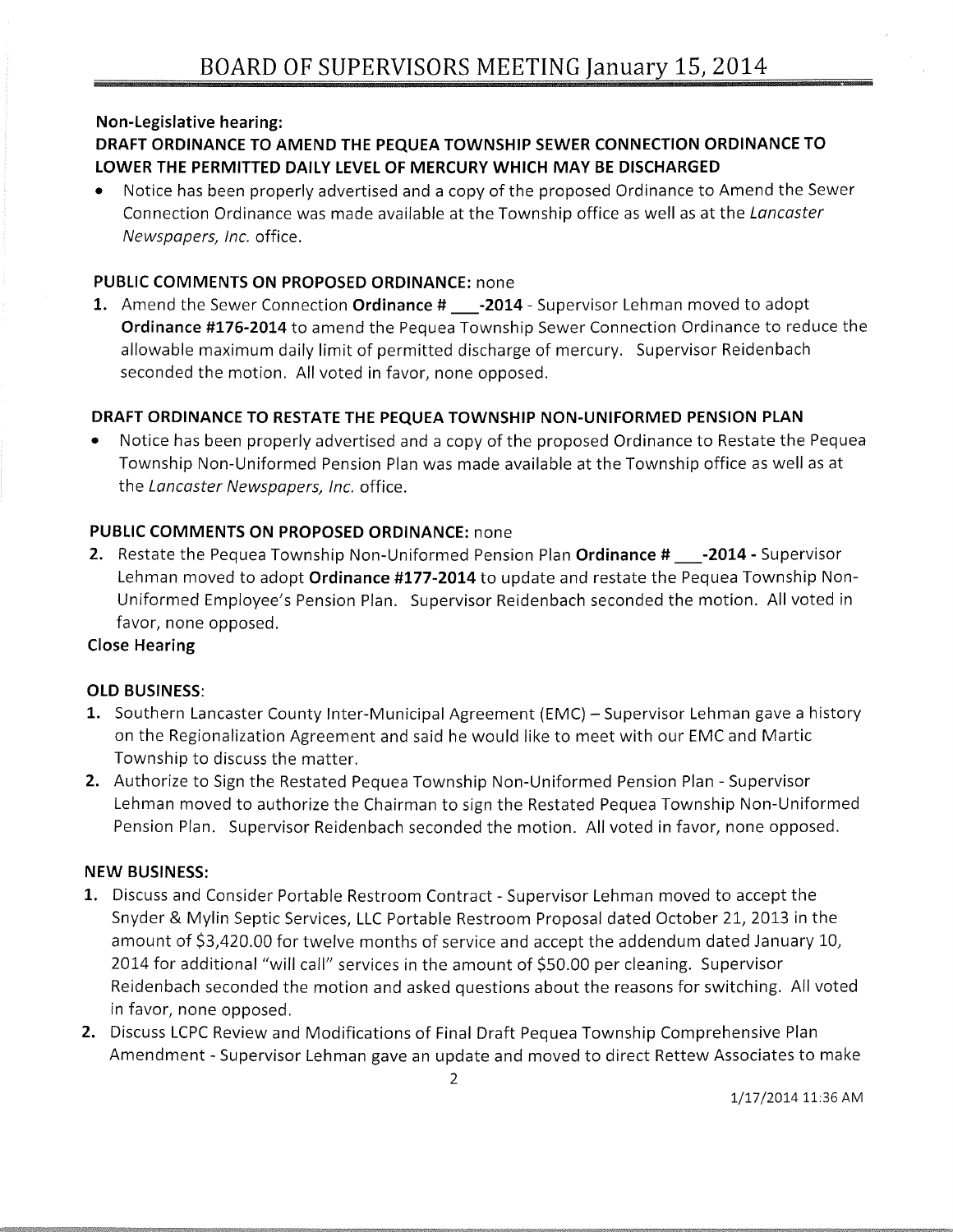**Non-Legislative hearing:**

**DRAFT ORDINANCE TO AMEND THE PEQUEA TOWNSHIP SEWER CONNECTION ORDINANCE TO LOWER THE PERMITTED DAILY LEVEL OF MERCURY WHICH MAY BE DISCHARGED**

- Notice has been properly advertised and a copy of the proposed Ordinance to Amend the Sewer Connection Ordinance was made available at the Township office as well as at the *Lancaster Newspapers, Inc.* office.

**PUBLIC COMMENTS ON PROPOSED ORDINANCE:** none

1. Amend the Sewer Connection **Ordinance # ___-2014** - Supervisor Lehman moved to adopt **Ordinance #176-2014** to amend the Pequea Township Sewer Connection Ordinance to reduce the allowable maximum daily limit of permitted discharge of mercury. Supervisor Reidenbach seconded the motion. All voted in favor, none opposed.

**DRAFT ORDINANCE TO RESTATE THE PEQUEA TOWNSHIP NON-UNIFORMED PENSION PLAN**

- Notice has been properly advertised and a copy of the proposed Ordinance to Restate the Pequea Township Non-Uniformed Pension Plan was made available at the Township office as well as at the *Lancaster Newspapers, Inc.* office.

**PUBLIC COMMENTS ON PROPOSED ORDINANCE:** none

2. Restate the Pequea Township Non-Uniformed Pension Plan **Ordinance # ___-2014 -** Supervisor Lehman moved to adopt **Ordinance #177-2014** to update and restate the Pequea Township Non-Uniformed Employee's Pension Plan. Supervisor Reidenbach seconded the motion. All voted in favor, none opposed.

**Close Hearing**

**OLD BUSINESS**:

1. Southern Lancaster County Inter-Municipal Agreement (EMC) – Supervisor Lehman gave a history on the Regionalization Agreement and said he would like to meet with our EMC and Martic Township to discuss the matter.
2. Authorize to Sign the Restated Pequea Township Non-Uniformed Pension Plan - Supervisor Lehman moved to authorize the Chairman to sign the Restated Pequea Township Non-Uniformed Pension Plan. Supervisor Reidenbach seconded the motion. All voted in favor, none opposed.

**NEW BUSINESS:**

1. Discuss and Consider Portable Restroom Contract - Supervisor Lehman moved to accept the Snyder & Mylin Septic Services, LLC Portable Restroom Proposal dated October 21, 2013 in the amount of $3,420.00 for twelve months of service and accept the addendum dated January 10, 2014 for additional "will call" services in the amount of $50.00 per cleaning. Supervisor Reidenbach seconded the motion and asked questions about the reasons for switching. All voted in favor, none opposed.
2. Discuss LCPC Review and Modifications of Final Draft Pequea Township Comprehensive Plan Amendment - Supervisor Lehman gave an update and moved to direct Rettew Associates to make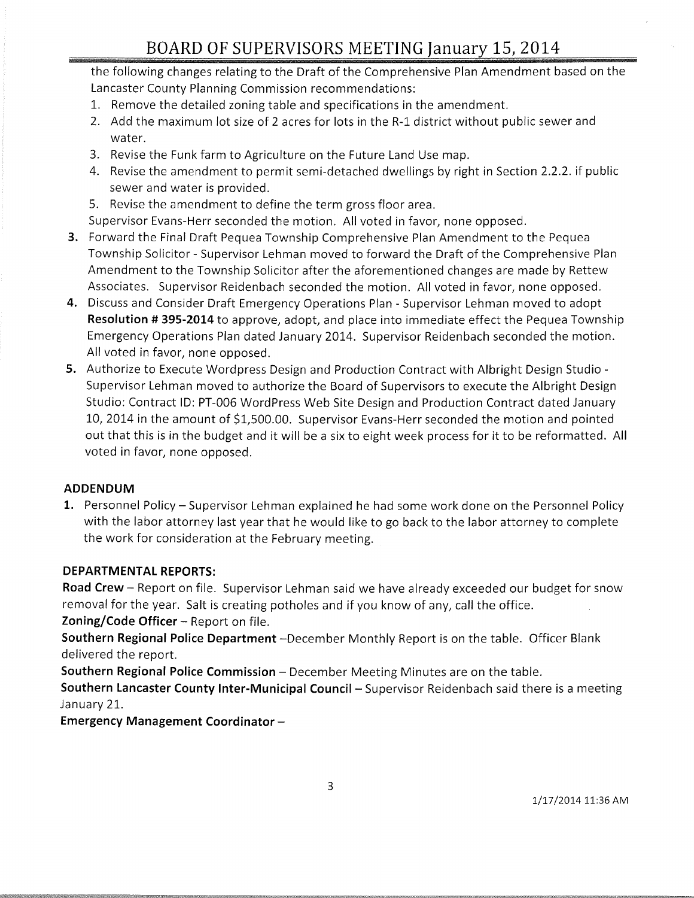the following changes relating to the Draft of the Comprehensive Plan Amendment based on the Lancaster County Planning Commission recommendations:

1. Remove the detailed zoning table and specifications in the amendment.
2. Add the maximum lot size of 2 acres for lots in the R-1 district without public sewer and water.
3. Revise the Funk farm to Agriculture on the Future Land Use map.
4. Revise the amendment to permit semi-detached dwellings by right in Section 2.2.2. if public sewer and water is provided.
5. Revise the amendment to define the term gross floor area.

Supervisor Evans-Herr seconded the motion. All voted in favor, none opposed.

3. Forward the Final Draft Pequea Township Comprehensive Plan Amendment to the Pequea Township Solicitor - Supervisor Lehman moved to forward the Draft of the Comprehensive Plan Amendment to the Township Solicitor after the aforementioned changes are made by Rettew Associates. Supervisor Reidenbach seconded the motion. All voted in favor, none opposed.
4. Discuss and Consider Draft Emergency Operations Plan - Supervisor Lehman moved to adopt **Resolution # 395-2014** to approve, adopt, and place into immediate effect the Pequea Township Emergency Operations Plan dated January 2014. Supervisor Reidenbach seconded the motion. All voted in favor, none opposed.
5. Authorize to Execute Wordpress Design and Production Contract with Albright Design Studio - Supervisor Lehman moved to authorize the Board of Supervisors to execute the Albright Design Studio: Contract ID: PT-006 WordPress Web Site Design and Production Contract dated January 10, 2014 in the amount of $1,500.00. Supervisor Evans-Herr seconded the motion and pointed out that this is in the budget and it will be a six to eight week process for it to be reformatted. All voted in favor, none opposed.

**ADDENDUM**

1. Personnel Policy – Supervisor Lehman explained he had some work done on the Personnel Policy with the labor attorney last year that he would like to go back to the labor attorney to complete the work for consideration at the February meeting.

**DEPARTMENTAL REPORTS:**

**Road Crew** – Report on file. Supervisor Lehman said we have already exceeded our budget for snow removal for the year. Salt is creating potholes and if you know of any, call the office.

**Zoning/Code Officer** – Report on file.

**Southern Regional Police Department** –December Monthly Report is on the table. Officer Blank delivered the report.

**Southern Regional Police Commission** – December Meeting Minutes are on the table.

**Southern Lancaster County Inter-Municipal Council** – Supervisor Reidenbach said there is a meeting January 21.

**Emergency Management Coordinator** –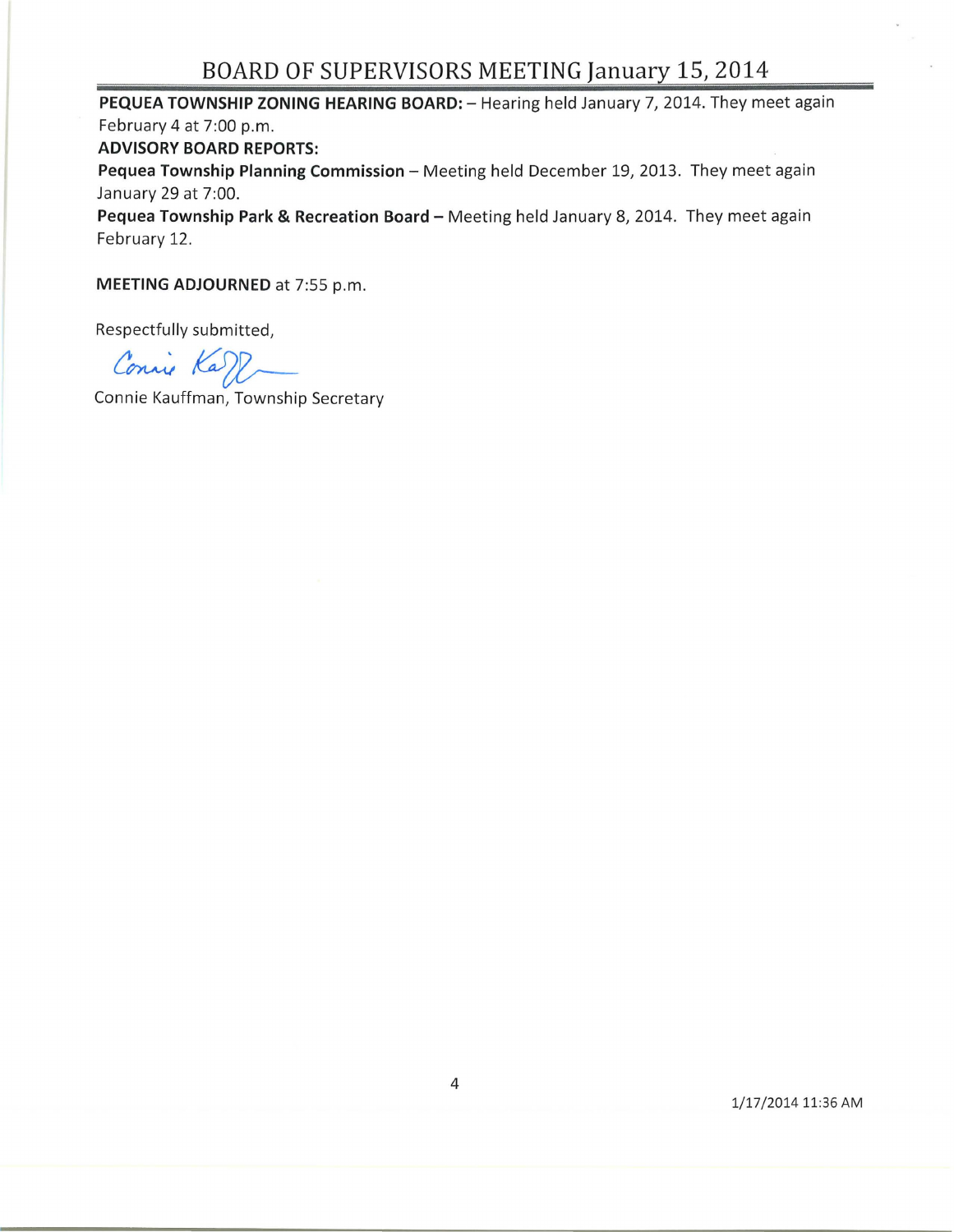**PEQUEA TOWNSHIP ZONING HEARING BOARD:** – Hearing held January 7, 2014. They meet again February 4 at 7:00 p.m.

**ADVISORY BOARD REPORTS:**

**Pequea Township Planning Commission** – Meeting held December 19, 2013. They meet again January 29 at 7:00.

**Pequea Township Park & Recreation Board –** Meeting held January 8, 2014. They meet again February 12.

**MEETING ADJOURNED** at 7:55 p.m.

Respectfully submitted,

Connie Kauffman, Township Secretary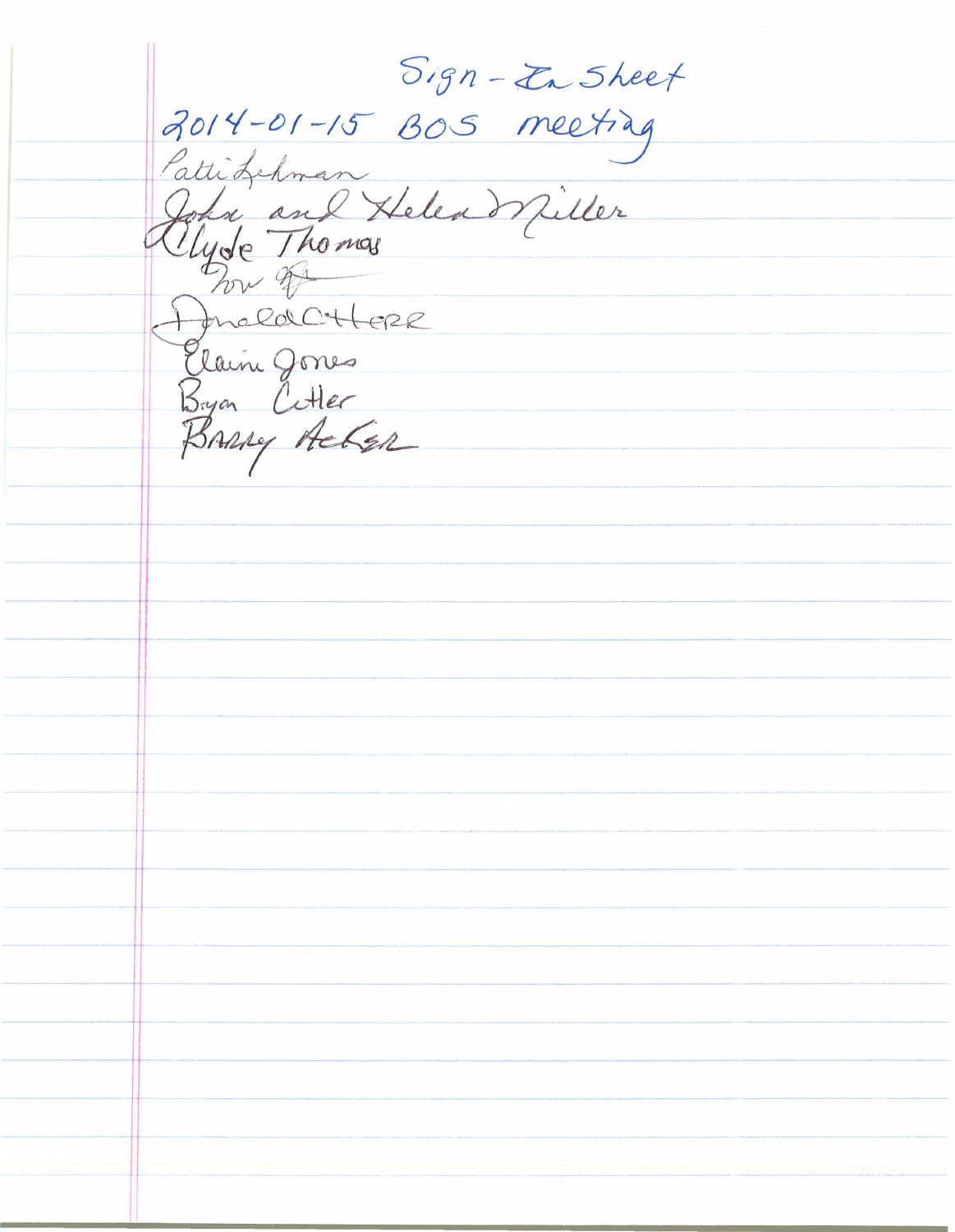Sign-In Sheet

2014-01-15 BOS meeting

Patti Lehman

John and Helen Miller

Clyde Thomas

Tom [signature]

Donald C. Herr

Elaine Jones

Bryan Cutler

Barry Acker